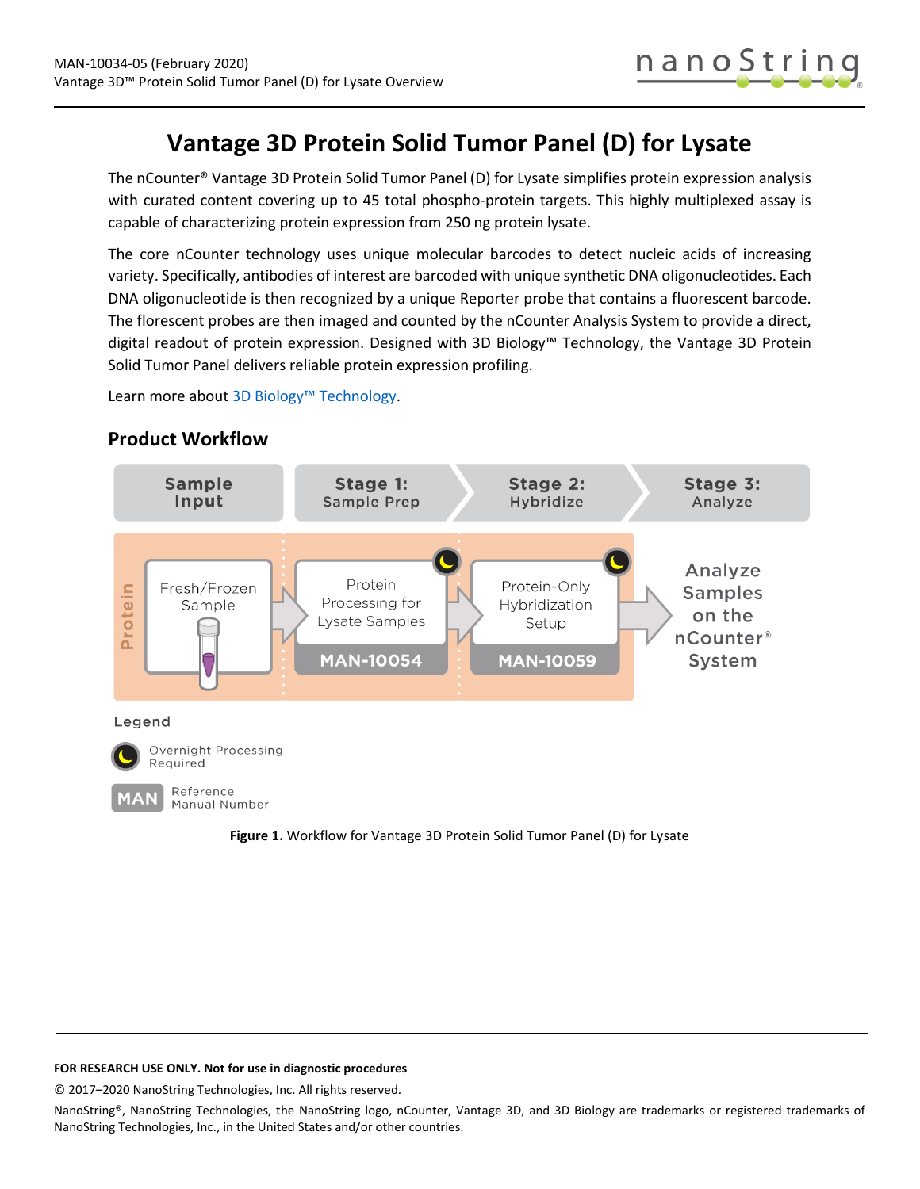# Vantage 3D Protein Solid Tumor Panel (D) for Lysate

The nCounter® Vantage 3D Protein Solid Tumor Panel (D) for Lysate simplifies protein expression analysis with curated content covering up to 45 total phospho-protein targets. This highly multiplexed assay is capable of characterizing protein expression from 250 ng protein lysate.

The core nCounter technology uses unique molecular barcodes to detect nucleic acids of increasing variety. Specifically, antibodies of interest are barcoded with unique synthetic DNA oligonucleotides. Each DNA oligonucleotide is then recognized by a unique Reporter probe that contains a fluorescent barcode. The florescent probes are then imaged and counted by the nCounter Analysis System to provide a direct, digital readout of protein expression. Designed with 3D Biology™ Technology, the Vantage 3D Protein Solid Tumor Panel delivers reliable protein expression profiling.

Learn more about 3D Biology™ Technology.

## Product Workflow

| Sample Input | Stage 1: Sample Prep | Stage 2: Hybridize | Stage 3: Analyze |
|---|---|---|---|
| Protein: Fresh/Frozen Sample | Protein Processing for Lysate Samples (Overnight Processing Required) MAN-10054 | Protein-Only Hybridization Setup (Overnight Processing Required) MAN-10059 | Analyze Samples on the nCounter® System |

Legend

- Overnight Processing Required
- MAN: Reference Manual Number

**Figure 1.** Workflow for Vantage 3D Protein Solid Tumor Panel (D) for Lysate

**FOR RESEARCH USE ONLY. Not for use in diagnostic procedures**

© 2017–2020 NanoString Technologies, Inc. All rights reserved.

NanoString®, NanoString Technologies, the NanoString logo, nCounter, Vantage 3D, and 3D Biology are trademarks or registered trademarks of NanoString Technologies, Inc., in the United States and/or other countries.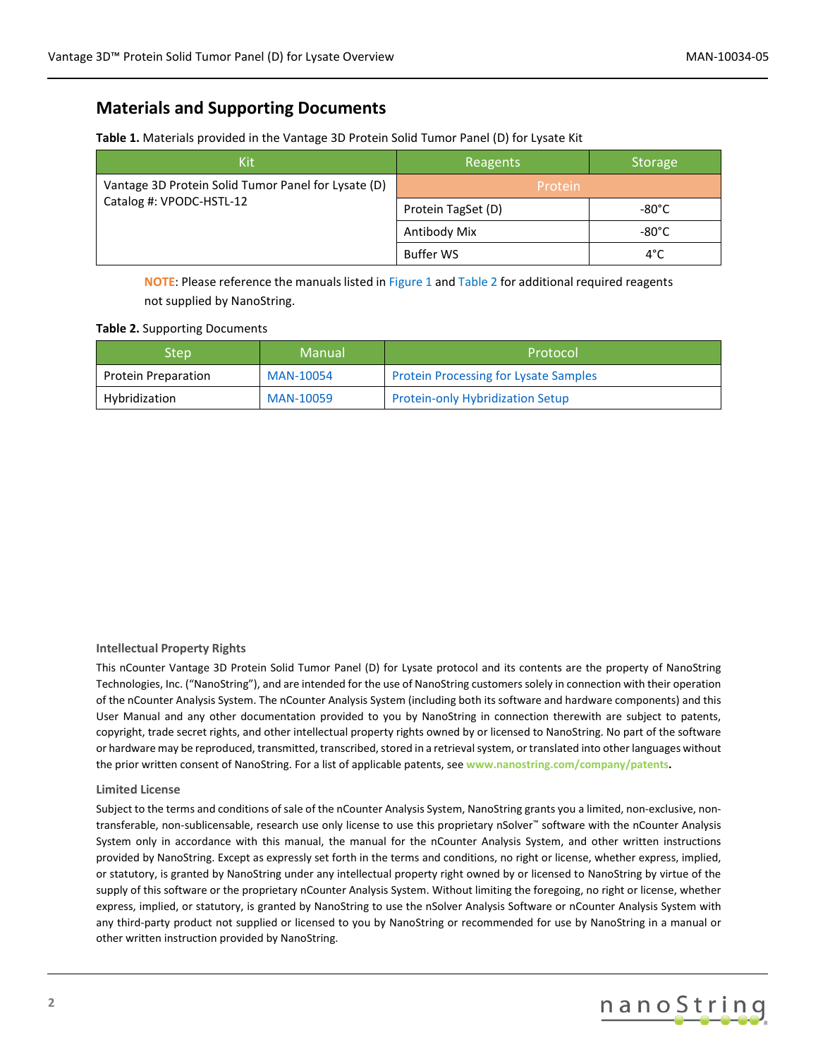## Materials and Supporting Documents

**Table 1.** Materials provided in the Vantage 3D Protein Solid Tumor Panel (D) for Lysate Kit

| Kit | Reagents | Storage |
|---|---|---|
| Vantage 3D Protein Solid Tumor Panel for Lysate (D) Catalog #: VPODC-HSTL-12 | Protein | |
| | Protein TagSet (D) | -80°C |
| | Antibody Mix | -80°C |
| | Buffer WS | 4°C |

**NOTE**: Please reference the manuals listed in Figure 1 and Table 2 for additional required reagents not supplied by NanoString.

**Table 2.** Supporting Documents

| Step | Manual | Protocol |
|---|---|---|
| Protein Preparation | MAN-10054 | Protein Processing for Lysate Samples |
| Hybridization | MAN-10059 | Protein-only Hybridization Setup |

### Intellectual Property Rights

This nCounter Vantage 3D Protein Solid Tumor Panel (D) for Lysate protocol and its contents are the property of NanoString Technologies, Inc. ("NanoString"), and are intended for the use of NanoString customers solely in connection with their operation of the nCounter Analysis System. The nCounter Analysis System (including both its software and hardware components) and this User Manual and any other documentation provided to you by NanoString in connection therewith are subject to patents, copyright, trade secret rights, and other intellectual property rights owned by or licensed to NanoString. No part of the software or hardware may be reproduced, transmitted, transcribed, stored in a retrieval system, or translated into other languages without the prior written consent of NanoString. For a list of applicable patents, see **www.nanostring.com/company/patents.**

### Limited License

Subject to the terms and conditions of sale of the nCounter Analysis System, NanoString grants you a limited, non-exclusive, non-transferable, non-sublicensable, research use only license to use this proprietary nSolver™ software with the nCounter Analysis System only in accordance with this manual, the manual for the nCounter Analysis System, and other written instructions provided by NanoString. Except as expressly set forth in the terms and conditions, no right or license, whether express, implied, or statutory, is granted by NanoString under any intellectual property right owned by or licensed to NanoString by virtue of the supply of this software or the proprietary nCounter Analysis System. Without limiting the foregoing, no right or license, whether express, implied, or statutory, is granted by NanoString to use the nSolver Analysis Software or nCounter Analysis System with any third-party product not supplied or licensed to you by NanoString or recommended for use by NanoString in a manual or other written instruction provided by NanoString.